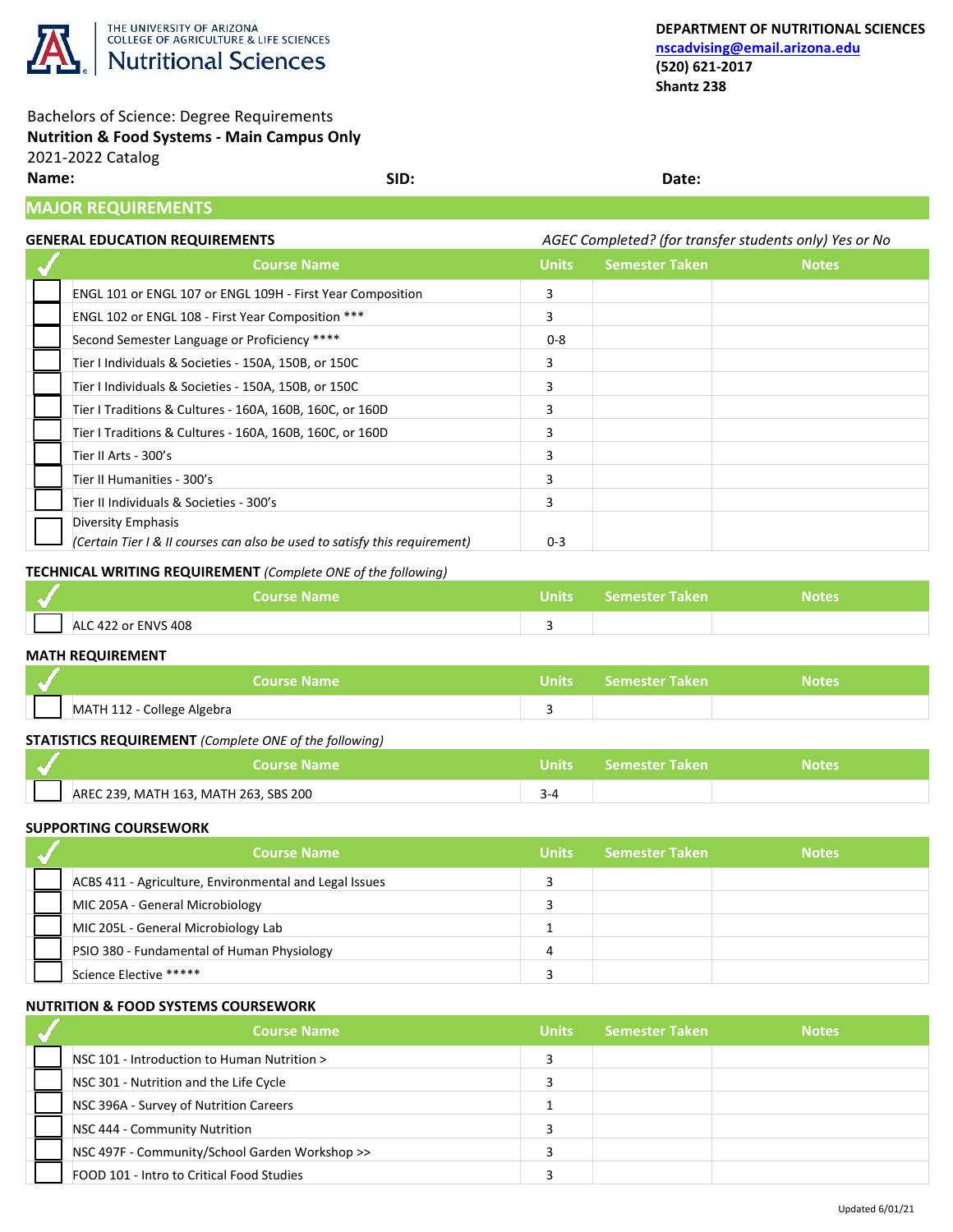THE UNIVERSITY OF ARIZONA
COLLEGE OF AGRICULTURE & LIFE SCIENCES
Nutritional Sciences

**DEPARTMENT OF NUTRITIONAL SCIENCES**
**nscadvising@email.arizona.edu**
**(520) 621-2017**
**Shantz 238**

Bachelors of Science: Degree Requirements
**Nutrition & Food Systems - Main Campus Only**
2021-2022 Catalog

**Name:** **SID:** **Date:**

## MAJOR REQUIREMENTS

### GENERAL EDUCATION REQUIREMENTS

*AGEC Completed? (for transfer students only) Yes or No*

| ✓ | Course Name | Units | Semester Taken | Notes |
|---|---|---|---|---|
| ☐ | ENGL 101 or ENGL 107 or ENGL 109H - First Year Composition | 3 | | |
| ☐ | ENGL 102 or ENGL 108 - First Year Composition *** | 3 | | |
| ☐ | Second Semester Language or Proficiency **** | 0-8 | | |
| ☐ | Tier I Individuals & Societies - 150A, 150B, or 150C | 3 | | |
| ☐ | Tier I Individuals & Societies - 150A, 150B, or 150C | 3 | | |
| ☐ | Tier I Traditions & Cultures - 160A, 160B, 160C, or 160D | 3 | | |
| ☐ | Tier I Traditions & Cultures - 160A, 160B, 160C, or 160D | 3 | | |
| ☐ | Tier II Arts - 300's | 3 | | |
| ☐ | Tier II Humanities - 300's | 3 | | |
| ☐ | Tier II Individuals & Societies - 300's | 3 | | |
| ☐ | Diversity Emphasis *(Certain Tier I & II courses can also be used to satisfy this requirement)* | 0-3 | | |

### TECHNICAL WRITING REQUIREMENT *(Complete ONE of the following)*

| ✓ | Course Name | Units | Semester Taken | Notes |
|---|---|---|---|---|
| ☐ | ALC 422 or ENVS 408 | 3 | | |

### MATH REQUIREMENT

| ✓ | Course Name | Units | Semester Taken | Notes |
|---|---|---|---|---|
| ☐ | MATH 112 - College Algebra | 3 | | |

### STATISTICS REQUIREMENT *(Complete ONE of the following)*

| ✓ | Course Name | Units | Semester Taken | Notes |
|---|---|---|---|---|
| ☐ | AREC 239, MATH 163, MATH 263, SBS 200 | 3-4 | | |

### SUPPORTING COURSEWORK

| ✓ | Course Name | Units | Semester Taken | Notes |
|---|---|---|---|---|
| ☐ | ACBS 411 - Agriculture, Environmental and Legal Issues | 3 | | |
| ☐ | MIC 205A - General Microbiology | 3 | | |
| ☐ | MIC 205L - General Microbiology Lab | 1 | | |
| ☐ | PSIO 380 - Fundamental of Human Physiology | 4 | | |
| ☐ | Science Elective ***** | 3 | | |

### NUTRITION & FOOD SYSTEMS COURSEWORK

| ✓ | Course Name | Units | Semester Taken | Notes |
|---|---|---|---|---|
| ☐ | NSC 101 - Introduction to Human Nutrition > | 3 | | |
| ☐ | NSC 301 - Nutrition and the Life Cycle | 3 | | |
| ☐ | NSC 396A - Survey of Nutrition Careers | 1 | | |
| ☐ | NSC 444 - Community Nutrition | 3 | | |
| ☐ | NSC 497F - Community/School Garden Workshop >> | 3 | | |
| ☐ | FOOD 101 - Intro to Critical Food Studies | 3 | | |

Updated 6/01/21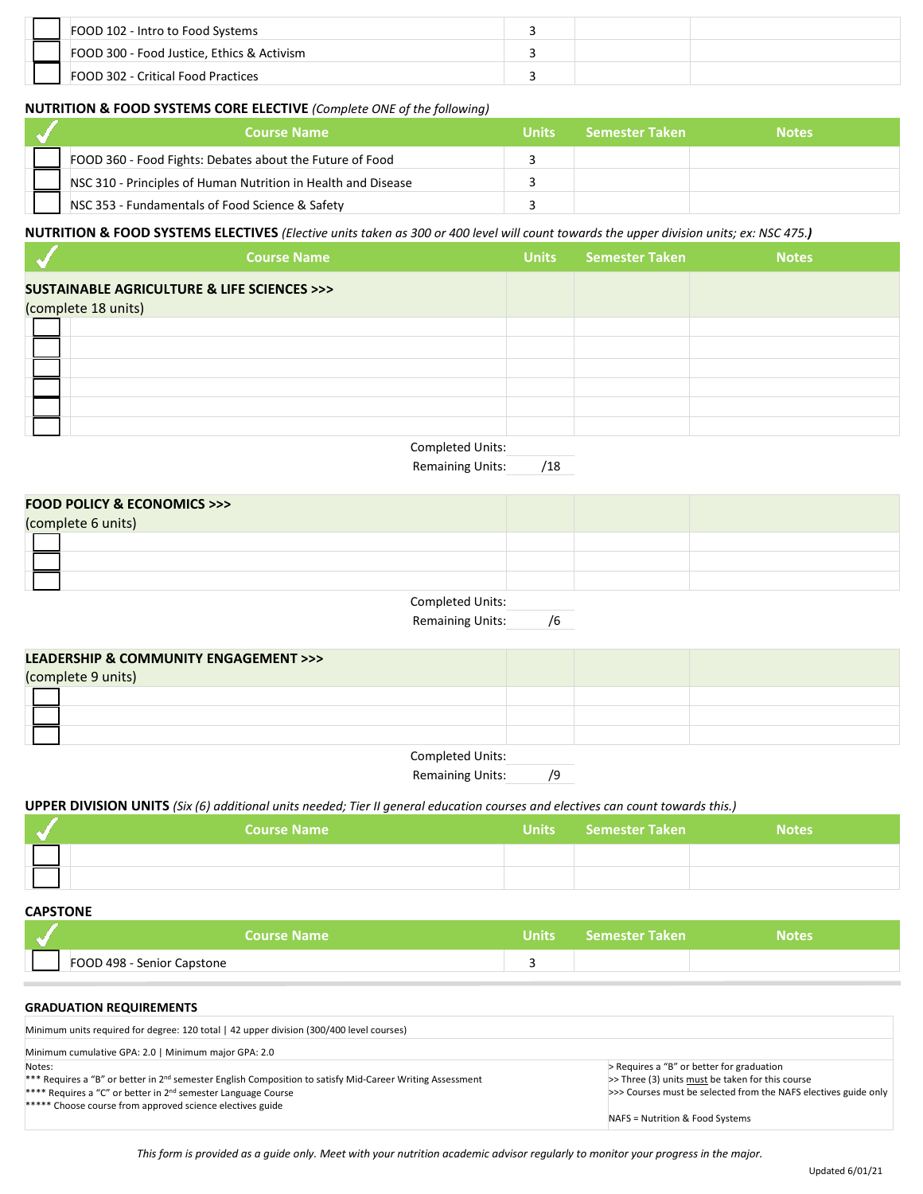| | | | | |
|---|---|---|---|---|
| ☐ | FOOD 102 - Intro to Food Systems | 3 | | |
| ☐ | FOOD 300 - Food Justice, Ethics & Activism | 3 | | |
| ☐ | FOOD 302 - Critical Food Practices | 3 | | |

**NUTRITION & FOOD SYSTEMS CORE ELECTIVE** *(Complete ONE of the following)*

| ✓ | Course Name | Units | Semester Taken | Notes |
|---|---|---|---|---|
| ☐ | FOOD 360 - Food Fights: Debates about the Future of Food | 3 | | |
| ☐ | NSC 310 - Principles of Human Nutrition in Health and Disease | 3 | | |
| ☐ | NSC 353 - Fundamentals of Food Science & Safety | 3 | | |

**NUTRITION & FOOD SYSTEMS ELECTIVES** *(Elective units taken as 300 or 400 level will count towards the upper division units; ex: NSC 475.)*

| ✓ | Course Name | Units | Semester Taken | Notes |
|---|---|---|---|---|
| | **SUSTAINABLE AGRICULTURE & LIFE SCIENCES >>>** (complete 18 units) | | | |
| ☐ | | | | |
| ☐ | | | | |
| ☐ | | | | |
| ☐ | | | | |
| ☐ | | | | |
| ☐ | | | | |

Completed Units:
Remaining Units: /18

| | | | | |
|---|---|---|---|---|
| | **FOOD POLICY & ECONOMICS >>>** (complete 6 units) | | | |
| ☐ | | | | |
| ☐ | | | | |
| ☐ | | | | |

Completed Units:
Remaining Units: /6

| | | | | |
|---|---|---|---|---|
| | **LEADERSHIP & COMMUNITY ENGAGEMENT >>>** (complete 9 units) | | | |
| ☐ | | | | |
| ☐ | | | | |
| ☐ | | | | |

Completed Units:
Remaining Units: /9

**UPPER DIVISION UNITS** *(Six (6) additional units needed; Tier II general education courses and electives can count towards this.)*

| ✓ | Course Name | Units | Semester Taken | Notes |
|---|---|---|---|---|
| ☐ | | | | |
| ☐ | | | | |

**CAPSTONE**

| ✓ | Course Name | Units | Semester Taken | Notes |
|---|---|---|---|---|
| ☐ | FOOD 498 - Senior Capstone | 3 | | |

**GRADUATION REQUIREMENTS**

Minimum units required for degree: 120 total | 42 upper division (300/400 level courses)

Minimum cumulative GPA: 2.0 | Minimum major GPA: 2.0

Notes:
*** Requires a "B" or better in 2nd semester English Composition to satisfy Mid-Career Writing Assessment
**** Requires a "C" or better in 2nd semester Language Course
***** Choose course from approved science electives guide

> Requires a "B" or better for graduation
>> Three (3) units must be taken for this course
>>> Courses must be selected from the NAFS electives guide only

NAFS = Nutrition & Food Systems

*This form is provided as a guide only. Meet with your nutrition academic advisor regularly to monitor your progress in the major.*

Updated 6/01/21